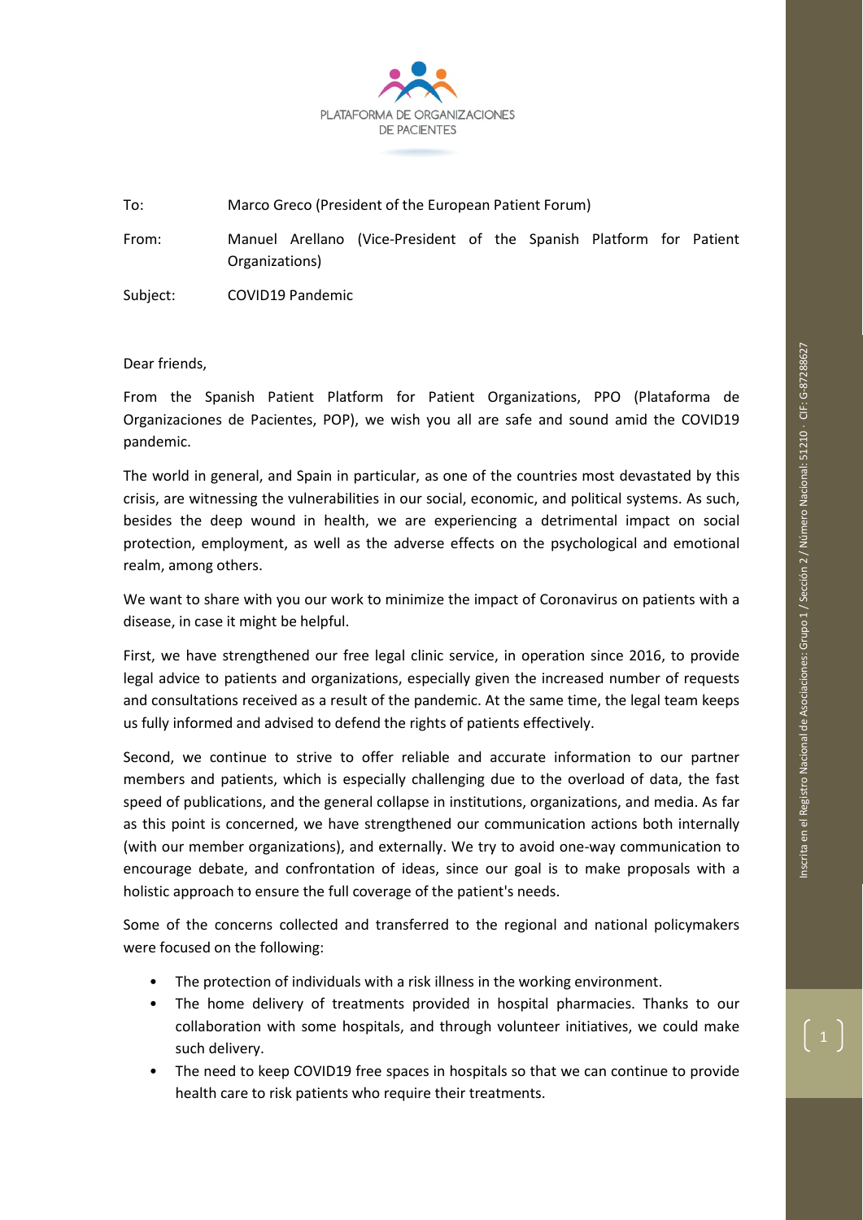PLATAFORMA DE ORGANIZACIONES DE PACIENTES

To: Marco Greco (President of the European Patient Forum)

From: Manuel Arellano (Vice-President of the Spanish Platform for Patient Organizations)

Subject: COVID19 Pandemic

Dear friends,

From the Spanish Patient Platform for Patient Organizations, PPO (Plataforma de Organizaciones de Pacientes, POP), we wish you all are safe and sound amid the COVID19 pandemic.

The world in general, and Spain in particular, as one of the countries most devastated by this crisis, are witnessing the vulnerabilities in our social, economic, and political systems. As such, besides the deep wound in health, we are experiencing a detrimental impact on social protection, employment, as well as the adverse effects on the psychological and emotional realm, among others.

We want to share with you our work to minimize the impact of Coronavirus on patients with a disease, in case it might be helpful.

First, we have strengthened our free legal clinic service, in operation since 2016, to provide legal advice to patients and organizations, especially given the increased number of requests and consultations received as a result of the pandemic. At the same time, the legal team keeps us fully informed and advised to defend the rights of patients effectively.

Second, we continue to strive to offer reliable and accurate information to our partner members and patients, which is especially challenging due to the overload of data, the fast speed of publications, and the general collapse in institutions, organizations, and media. As far as this point is concerned, we have strengthened our communication actions both internally (with our member organizations), and externally. We try to avoid one-way communication to encourage debate, and confrontation of ideas, since our goal is to make proposals with a holistic approach to ensure the full coverage of the patient's needs.

Some of the concerns collected and transferred to the regional and national policymakers were focused on the following:

- The protection of individuals with a risk illness in the working environment.
- The home delivery of treatments provided in hospital pharmacies. Thanks to our collaboration with some hospitals, and through volunteer initiatives, we could make such delivery.
- The need to keep COVID19 free spaces in hospitals so that we can continue to provide health care to risk patients who require their treatments.

Inscrita en el Registro Nacional de Asociaciones: Grupo 1 / Sección 2 / Número Nacional: 51210 · CIF: G-87288627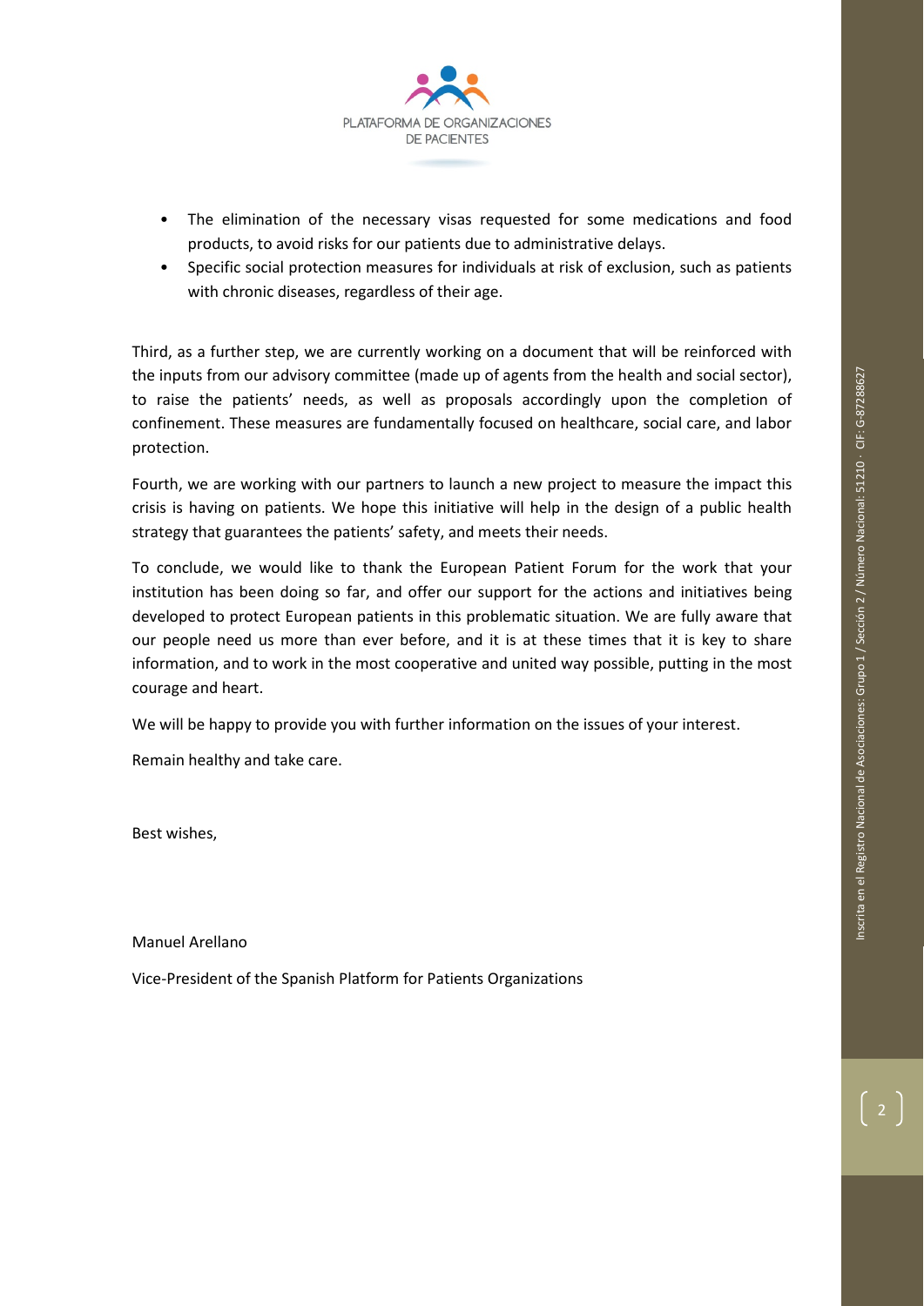- The elimination of the necessary visas requested for some medications and food products, to avoid risks for our patients due to administrative delays.
- Specific social protection measures for individuals at risk of exclusion, such as patients with chronic diseases, regardless of their age.

Third, as a further step, we are currently working on a document that will be reinforced with the inputs from our advisory committee (made up of agents from the health and social sector), to raise the patients' needs, as well as proposals accordingly upon the completion of confinement. These measures are fundamentally focused on healthcare, social care, and labor protection.

Fourth, we are working with our partners to launch a new project to measure the impact this crisis is having on patients. We hope this initiative will help in the design of a public health strategy that guarantees the patients' safety, and meets their needs.

To conclude, we would like to thank the European Patient Forum for the work that your institution has been doing so far, and offer our support for the actions and initiatives being developed to protect European patients in this problematic situation. We are fully aware that our people need us more than ever before, and it is at these times that it is key to share information, and to work in the most cooperative and united way possible, putting in the most courage and heart.

We will be happy to provide you with further information on the issues of your interest.

Remain healthy and take care.

Best wishes,

Manuel Arellano

Vice-President of the Spanish Platform for Patients Organizations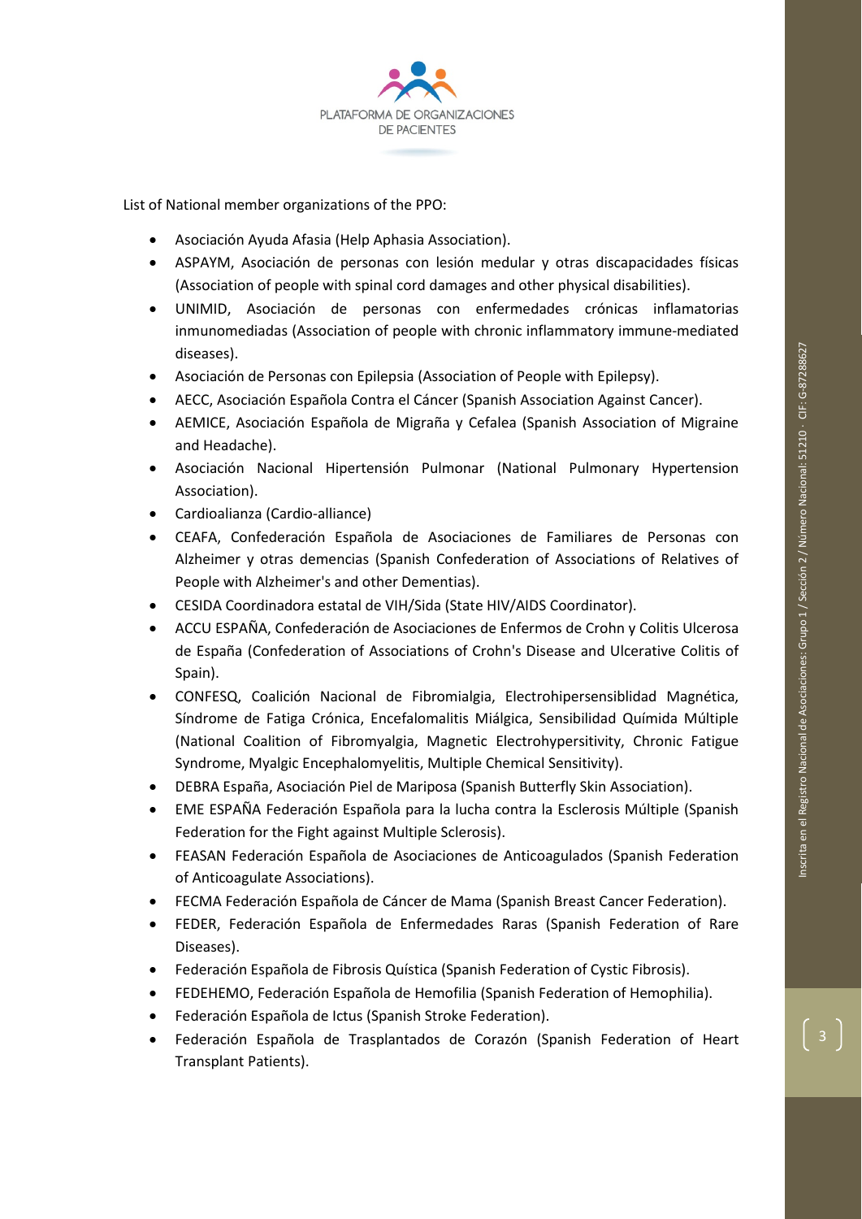List of National member organizations of the PPO:

- Asociación Ayuda Afasia (Help Aphasia Association).
- ASPAYM, Asociación de personas con lesión medular y otras discapacidades físicas (Association of people with spinal cord damages and other physical disabilities).
- UNIMID, Asociación de personas con enfermedades crónicas inflamatorias inmunomediadas (Association of people with chronic inflammatory immune-mediated diseases).
- Asociación de Personas con Epilepsia (Association of People with Epilepsy).
- AECC, Asociación Española Contra el Cáncer (Spanish Association Against Cancer).
- AEMICE, Asociación Española de Migraña y Cefalea (Spanish Association of Migraine and Headache).
- Asociación Nacional Hipertensión Pulmonar (National Pulmonary Hypertension Association).
- Cardioalianza (Cardio-alliance)
- CEAFA, Confederación Española de Asociaciones de Familiares de Personas con Alzheimer y otras demencias (Spanish Confederation of Associations of Relatives of People with Alzheimer's and other Dementias).
- CESIDA Coordinadora estatal de VIH/Sida (State HIV/AIDS Coordinator).
- ACCU ESPAÑA, Confederación de Asociaciones de Enfermos de Crohn y Colitis Ulcerosa de España (Confederation of Associations of Crohn's Disease and Ulcerative Colitis of Spain).
- CONFESQ, Coalición Nacional de Fibromialgia, Electrohipersensiblidad Magnética, Síndrome de Fatiga Crónica, Encefalomalitis Miálgica, Sensibilidad Químida Múltiple (National Coalition of Fibromyalgia, Magnetic Electrohypersitivity, Chronic Fatigue Syndrome, Myalgic Encephalomyelitis, Multiple Chemical Sensitivity).
- DEBRA España, Asociación Piel de Mariposa (Spanish Butterfly Skin Association).
- EME ESPAÑA Federación Española para la lucha contra la Esclerosis Múltiple (Spanish Federation for the Fight against Multiple Sclerosis).
- FEASAN Federación Española de Asociaciones de Anticoagulados (Spanish Federation of Anticoagulate Associations).
- FECMA Federación Española de Cáncer de Mama (Spanish Breast Cancer Federation).
- FEDER, Federación Española de Enfermedades Raras (Spanish Federation of Rare Diseases).
- Federación Española de Fibrosis Quística (Spanish Federation of Cystic Fibrosis).
- FEDEHEMO, Federación Española de Hemofilia (Spanish Federation of Hemophilia).
- Federación Española de Ictus (Spanish Stroke Federation).
- Federación Española de Trasplantados de Corazón (Spanish Federation of Heart Transplant Patients).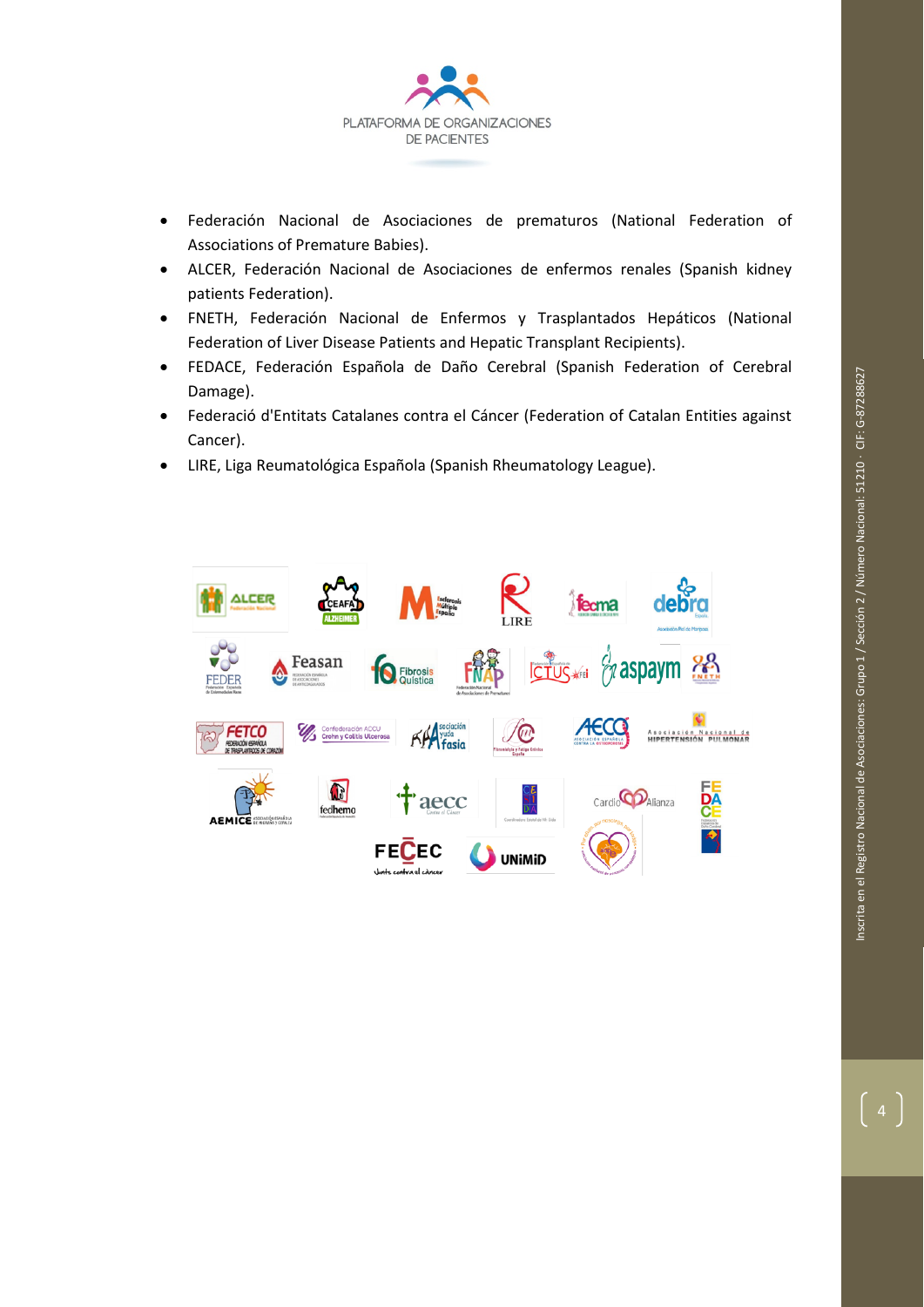- Federación Nacional de Asociaciones de prematuros (National Federation of Associations of Premature Babies).
- ALCER, Federación Nacional de Asociaciones de enfermos renales (Spanish kidney patients Federation).
- FNETH, Federación Nacional de Enfermos y Trasplantados Hepáticos (National Federation of Liver Disease Patients and Hepatic Transplant Recipients).
- FEDACE, Federación Española de Daño Cerebral (Spanish Federation of Cerebral Damage).
- Federació d'Entitats Catalanes contra el Cáncer (Federation of Catalan Entities against Cancer).
- LIRE, Liga Reumatológica Española (Spanish Rheumatology League).